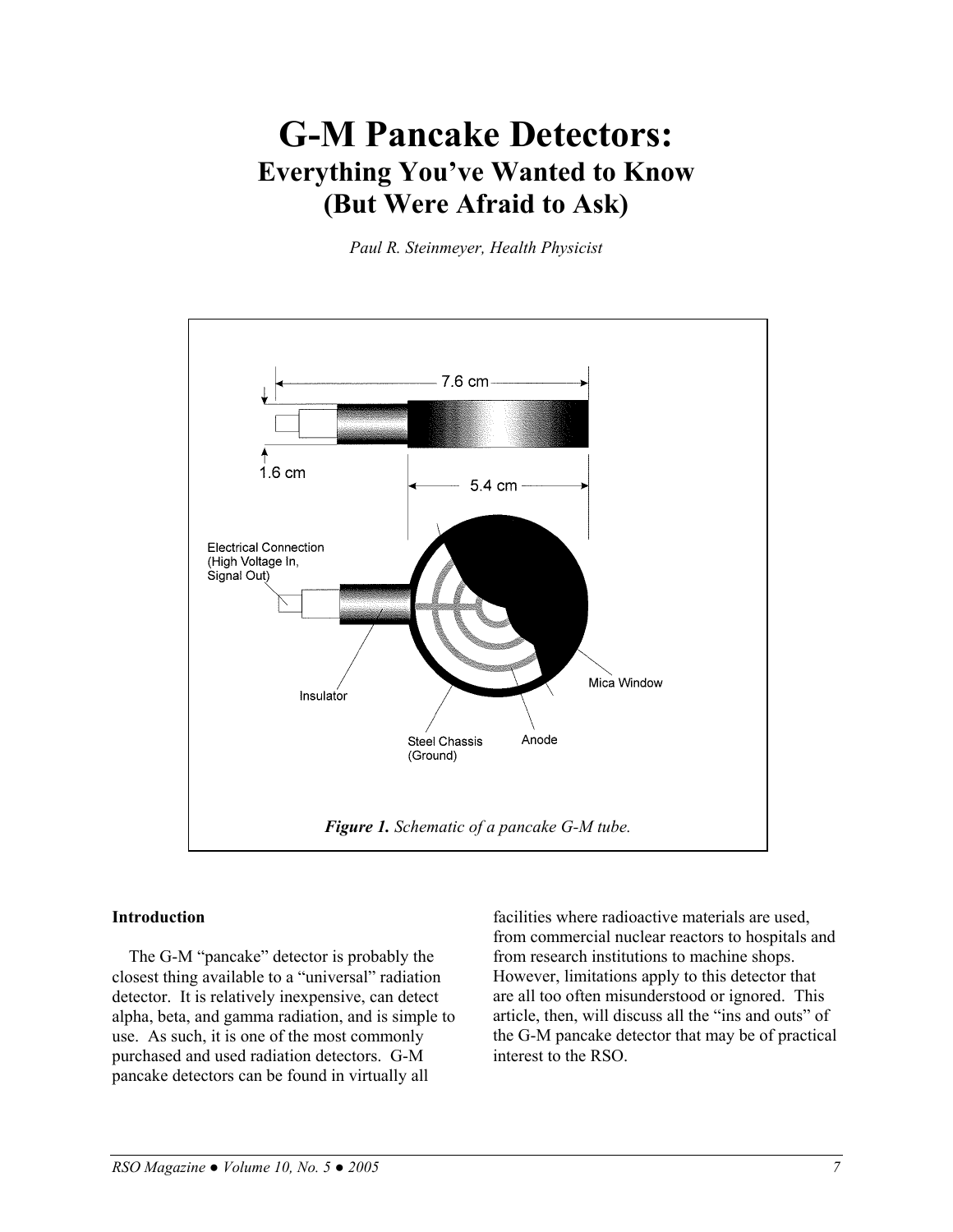# G-M Pancake Detectors:
## Everything You've Wanted to Know (But Were Afraid to Ask)

*Paul R. Steinmeyer, Health Physicist*

***Figure 1.** Schematic of a pancake G-M tube.*

### Introduction

The G-M "pancake" detector is probably the closest thing available to a "universal" radiation detector. It is relatively inexpensive, can detect alpha, beta, and gamma radiation, and is simple to use. As such, it is one of the most commonly purchased and used radiation detectors. G-M pancake detectors can be found in virtually all facilities where radioactive materials are used, from commercial nuclear reactors to hospitals and from research institutions to machine shops. However, limitations apply to this detector that are all too often misunderstood or ignored. This article, then, will discuss all the "ins and outs" of the G-M pancake detector that may be of practical interest to the RSO.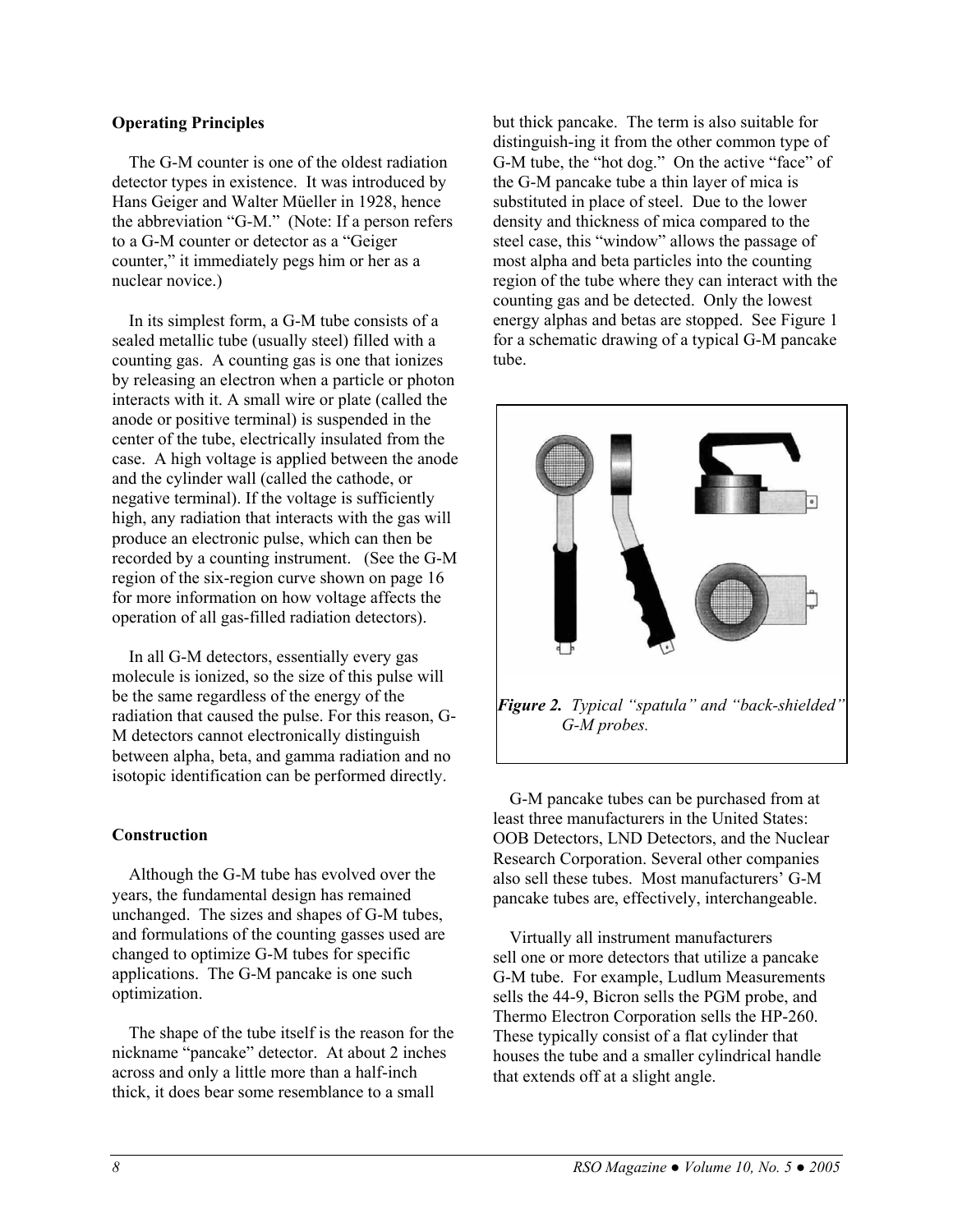## Operating Principles

The G-M counter is one of the oldest radiation detector types in existence. It was introduced by Hans Geiger and Walter Müeller in 1928, hence the abbreviation "G-M." (Note: If a person refers to a G-M counter or detector as a "Geiger counter," it immediately pegs him or her as a nuclear novice.)

In its simplest form, a G-M tube consists of a sealed metallic tube (usually steel) filled with a counting gas. A counting gas is one that ionizes by releasing an electron when a particle or photon interacts with it. A small wire or plate (called the anode or positive terminal) is suspended in the center of the tube, electrically insulated from the case. A high voltage is applied between the anode and the cylinder wall (called the cathode, or negative terminal). If the voltage is sufficiently high, any radiation that interacts with the gas will produce an electronic pulse, which can then be recorded by a counting instrument. (See the G-M region of the six-region curve shown on page 16 for more information on how voltage affects the operation of all gas-filled radiation detectors).

In all G-M detectors, essentially every gas molecule is ionized, so the size of this pulse will be the same regardless of the energy of the radiation that caused the pulse. For this reason, G-M detectors cannot electronically distinguish between alpha, beta, and gamma radiation and no isotopic identification can be performed directly.

## Construction

Although the G-M tube has evolved over the years, the fundamental design has remained unchanged. The sizes and shapes of G-M tubes, and formulations of the counting gasses used are changed to optimize G-M tubes for specific applications. The G-M pancake is one such optimization.

The shape of the tube itself is the reason for the nickname "pancake" detector. At about 2 inches across and only a little more than a half-inch thick, it does bear some resemblance to a small but thick pancake. The term is also suitable for distinguish-ing it from the other common type of G-M tube, the "hot dog." On the active "face" of the G-M pancake tube a thin layer of mica is substituted in place of steel. Due to the lower density and thickness of mica compared to the steel case, this "window" allows the passage of most alpha and beta particles into the counting region of the tube where they can interact with the counting gas and be detected. Only the lowest energy alphas and betas are stopped. See Figure 1 for a schematic drawing of a typical G-M pancake tube.

***Figure 2.*** *Typical "spatula" and "back-shielded" G-M probes.*

G-M pancake tubes can be purchased from at least three manufacturers in the United States: OOB Detectors, LND Detectors, and the Nuclear Research Corporation. Several other companies also sell these tubes. Most manufacturers' G-M pancake tubes are, effectively, interchangeable.

Virtually all instrument manufacturers sell one or more detectors that utilize a pancake G-M tube. For example, Ludlum Measurements sells the 44-9, Bicron sells the PGM probe, and Thermo Electron Corporation sells the HP-260. These typically consist of a flat cylinder that houses the tube and a smaller cylindrical handle that extends off at a slight angle.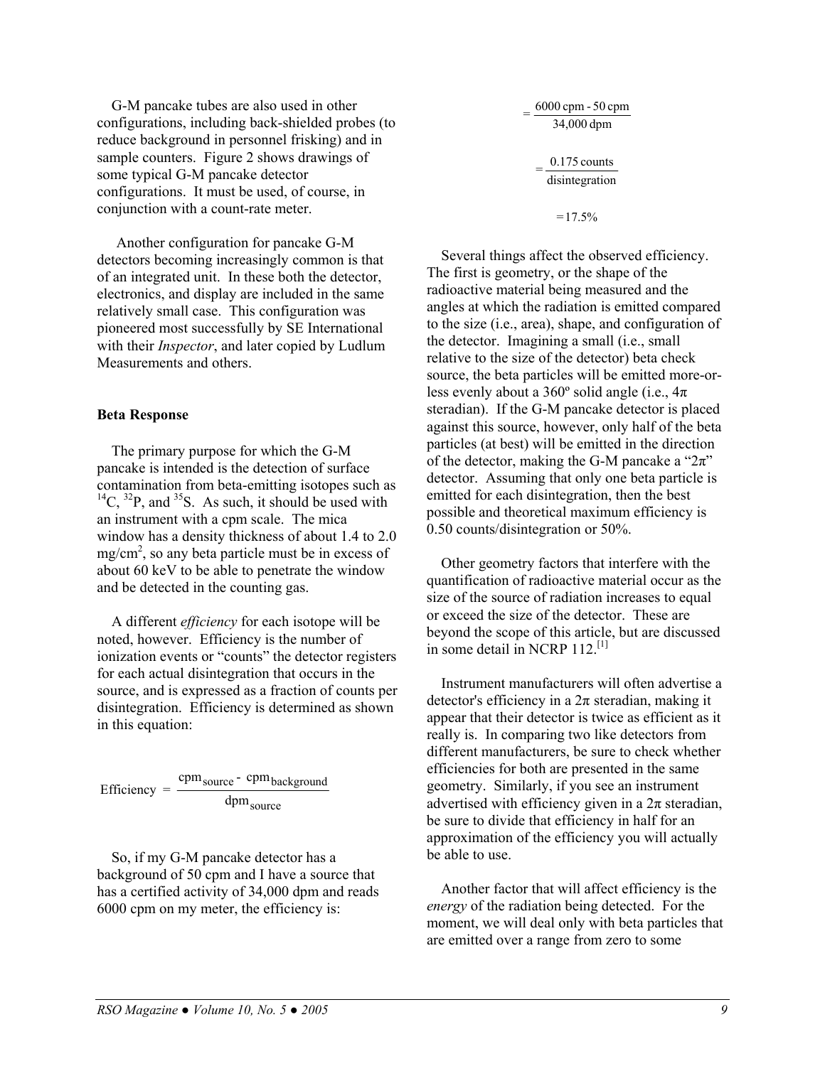G-M pancake tubes are also used in other configurations, including back-shielded probes (to reduce background in personnel frisking) and in sample counters. Figure 2 shows drawings of some typical G-M pancake detector configurations. It must be used, of course, in conjunction with a count-rate meter.

Another configuration for pancake G-M detectors becoming increasingly common is that of an integrated unit. In these both the detector, electronics, and display are included in the same relatively small case. This configuration was pioneered most successfully by SE International with their *Inspector*, and later copied by Ludlum Measurements and others.

**Beta Response**

The primary purpose for which the G-M pancake is intended is the detection of surface contamination from beta-emitting isotopes such as $^{14}C$, $^{32}P$, and $^{35}S$. As such, it should be used with an instrument with a cpm scale. The mica window has a density thickness of about 1.4 to 2.0 $mg/cm^2$, so any beta particle must be in excess of about 60 keV to be able to penetrate the window and be detected in the counting gas.

A different *efficiency* for each isotope will be noted, however. Efficiency is the number of ionization events or "counts" the detector registers for each actual disintegration that occurs in the source, and is expressed as a fraction of counts per disintegration. Efficiency is determined as shown in this equation:

$$\text{Efficiency} = \frac{\text{cpm}_{\text{source}} - \text{cpm}_{\text{background}}}{\text{dpm}_{\text{source}}}$$

So, if my G-M pancake detector has a background of 50 cpm and I have a source that has a certified activity of 34,000 dpm and reads 6000 cpm on my meter, the efficiency is:

$$= \frac{6000\text{ cpm} - 50\text{ cpm}}{34{,}000\text{ dpm}}$$

$$= \frac{0.175\text{ counts}}{\text{disintegration}}$$

$$= 17.5\%$$

Several things affect the observed efficiency. The first is geometry, or the shape of the radioactive material being measured and the angles at which the radiation is emitted compared to the size (i.e., area), shape, and configuration of the detector. Imagining a small (i.e., small relative to the size of the detector) beta check source, the beta particles will be emitted more-or-less evenly about a 360º solid angle (i.e., 4π steradian). If the G-M pancake detector is placed against this source, however, only half of the beta particles (at best) will be emitted in the direction of the detector, making the G-M pancake a "2π" detector. Assuming that only one beta particle is emitted for each disintegration, then the best possible and theoretical maximum efficiency is 0.50 counts/disintegration or 50%.

Other geometry factors that interfere with the quantification of radioactive material occur as the size of the source of radiation increases to equal or exceed the size of the detector. These are beyond the scope of this article, but are discussed in some detail in NCRP 112.[1]

Instrument manufacturers will often advertise a detector's efficiency in a 2π steradian, making it appear that their detector is twice as efficient as it really is. In comparing two like detectors from different manufacturers, be sure to check whether efficiencies for both are presented in the same geometry. Similarly, if you see an instrument advertised with efficiency given in a 2π steradian, be sure to divide that efficiency in half for an approximation of the efficiency you will actually be able to use.

Another factor that will affect efficiency is the *energy* of the radiation being detected. For the moment, we will deal only with beta particles that are emitted over a range from zero to some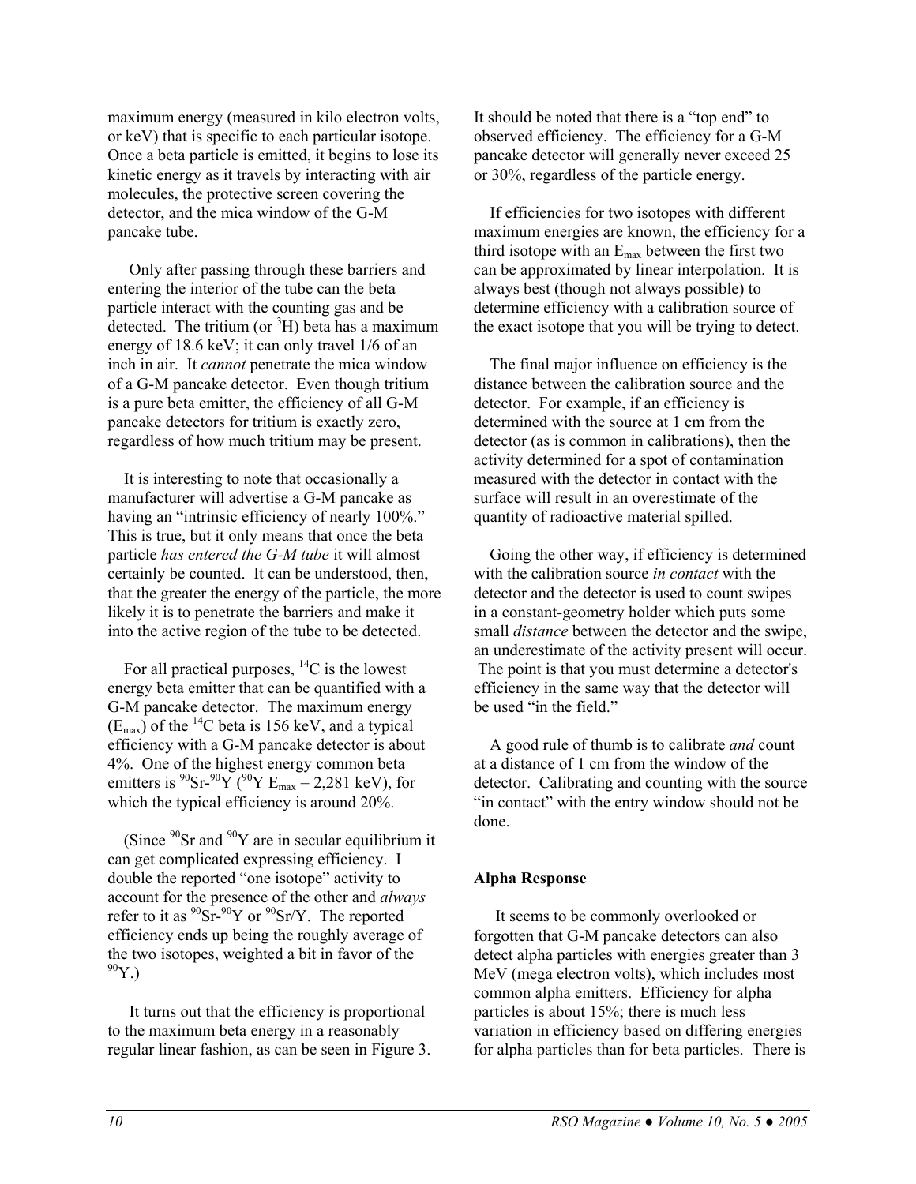maximum energy (measured in kilo electron volts, or keV) that is specific to each particular isotope. Once a beta particle is emitted, it begins to lose its kinetic energy as it travels by interacting with air molecules, the protective screen covering the detector, and the mica window of the G-M pancake tube.

Only after passing through these barriers and entering the interior of the tube can the beta particle interact with the counting gas and be detected. The tritium (or $^{3}H$) beta has a maximum energy of 18.6 keV; it can only travel 1/6 of an inch in air. It *cannot* penetrate the mica window of a G-M pancake detector. Even though tritium is a pure beta emitter, the efficiency of all G-M pancake detectors for tritium is exactly zero, regardless of how much tritium may be present.

It is interesting to note that occasionally a manufacturer will advertise a G-M pancake as having an "intrinsic efficiency of nearly 100%." This is true, but it only means that once the beta particle *has entered the G-M tube* it will almost certainly be counted. It can be understood, then, that the greater the energy of the particle, the more likely it is to penetrate the barriers and make it into the active region of the tube to be detected.

For all practical purposes, $^{14}C$ is the lowest energy beta emitter that can be quantified with a G-M pancake detector. The maximum energy ($E_{max}$) of the $^{14}C$ beta is 156 keV, and a typical efficiency with a G-M pancake detector is about 4%. One of the highest energy common beta emitters is $^{90}Sr$-$^{90}Y$ ($^{90}Y$ $E_{max}$ = 2,281 keV), for which the typical efficiency is around 20%.

(Since $^{90}Sr$ and $^{90}Y$ are in secular equilibrium it can get complicated expressing efficiency. I double the reported "one isotope" activity to account for the presence of the other and *always* refer to it as $^{90}Sr$-$^{90}Y$ or $^{90}Sr/Y$. The reported efficiency ends up being the roughly average of the two isotopes, weighted a bit in favor of the $^{90}Y$.)

It turns out that the efficiency is proportional to the maximum beta energy in a reasonably regular linear fashion, as can be seen in Figure 3. It should be noted that there is a "top end" to observed efficiency. The efficiency for a G-M pancake detector will generally never exceed 25 or 30%, regardless of the particle energy.

If efficiencies for two isotopes with different maximum energies are known, the efficiency for a third isotope with an $E_{max}$ between the first two can be approximated by linear interpolation. It is always best (though not always possible) to determine efficiency with a calibration source of the exact isotope that you will be trying to detect.

The final major influence on efficiency is the distance between the calibration source and the detector. For example, if an efficiency is determined with the source at 1 cm from the detector (as is common in calibrations), then the activity determined for a spot of contamination measured with the detector in contact with the surface will result in an overestimate of the quantity of radioactive material spilled.

Going the other way, if efficiency is determined with the calibration source *in contact* with the detector and the detector is used to count swipes in a constant-geometry holder which puts some small *distance* between the detector and the swipe, an underestimate of the activity present will occur. The point is that you must determine a detector's efficiency in the same way that the detector will be used "in the field."

A good rule of thumb is to calibrate *and* count at a distance of 1 cm from the window of the detector. Calibrating and counting with the source "in contact" with the entry window should not be done.

**Alpha Response**

It seems to be commonly overlooked or forgotten that G-M pancake detectors can also detect alpha particles with energies greater than 3 MeV (mega electron volts), which includes most common alpha emitters. Efficiency for alpha particles is about 15%; there is much less variation in efficiency based on differing energies for alpha particles than for beta particles. There is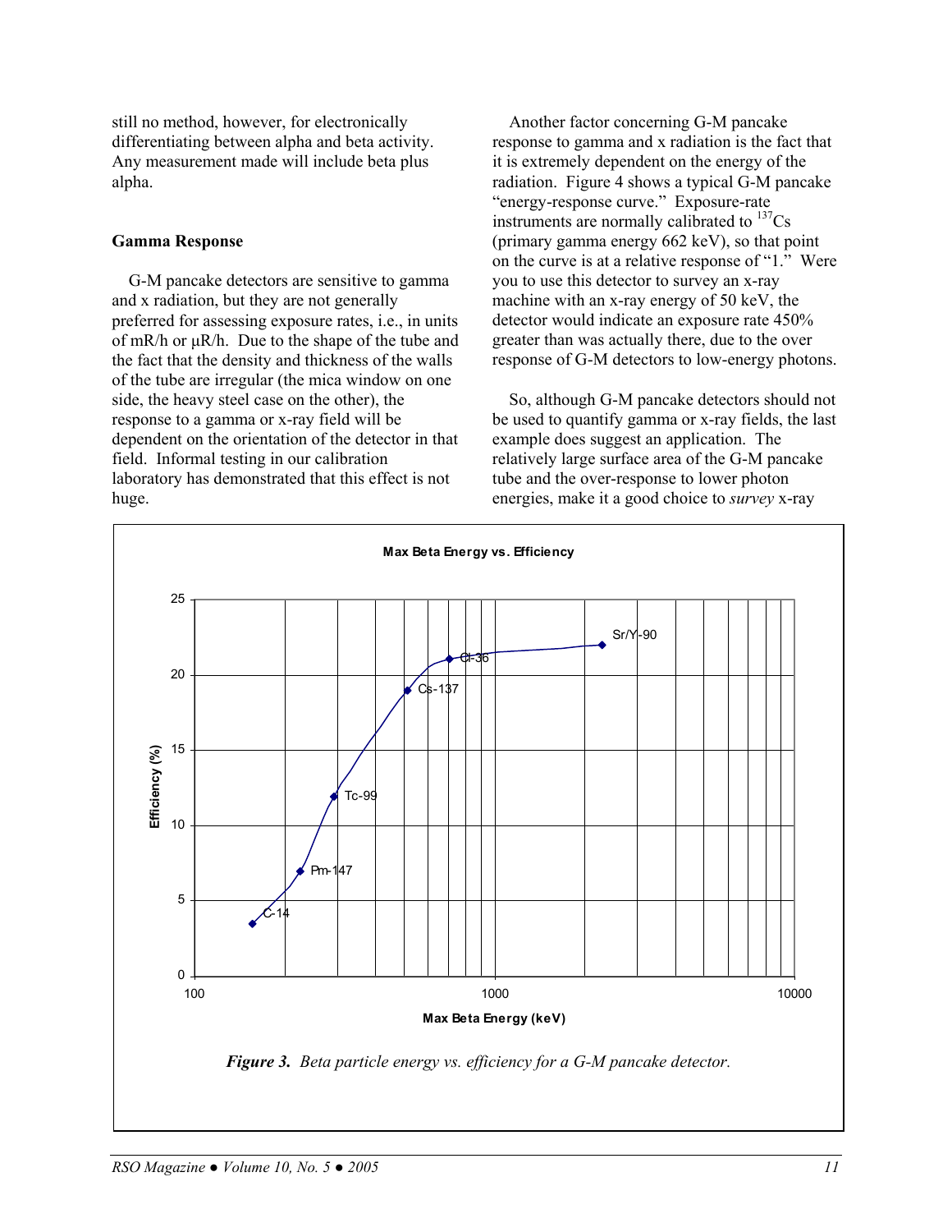still no method, however, for electronically differentiating between alpha and beta activity. Any measurement made will include beta plus alpha.

### Gamma Response

G-M pancake detectors are sensitive to gamma and x radiation, but they are not generally preferred for assessing exposure rates, i.e., in units of mR/h or μR/h. Due to the shape of the tube and the fact that the density and thickness of the walls of the tube are irregular (the mica window on one side, the heavy steel case on the other), the response to a gamma or x-ray field will be dependent on the orientation of the detector in that field. Informal testing in our calibration laboratory has demonstrated that this effect is not huge.

Another factor concerning G-M pancake response to gamma and x radiation is the fact that it is extremely dependent on the energy of the radiation. Figure 4 shows a typical G-M pancake "energy-response curve." Exposure-rate instruments are normally calibrated to $^{137}$Cs (primary gamma energy 662 keV), so that point on the curve is at a relative response of "1." Were you to use this detector to survey an x-ray machine with an x-ray energy of 50 keV, the detector would indicate an exposure rate 450% greater than was actually there, due to the over response of G-M detectors to low-energy photons.

So, although G-M pancake detectors should not be used to quantify gamma or x-ray fields, the last example does suggest an application. The relatively large surface area of the G-M pancake tube and the over-response to lower photon energies, make it a good choice to *survey* x-ray

**Max Beta Energy vs. Efficiency**

*Figure 3. Beta particle energy vs. efficiency for a G-M pancake detector.*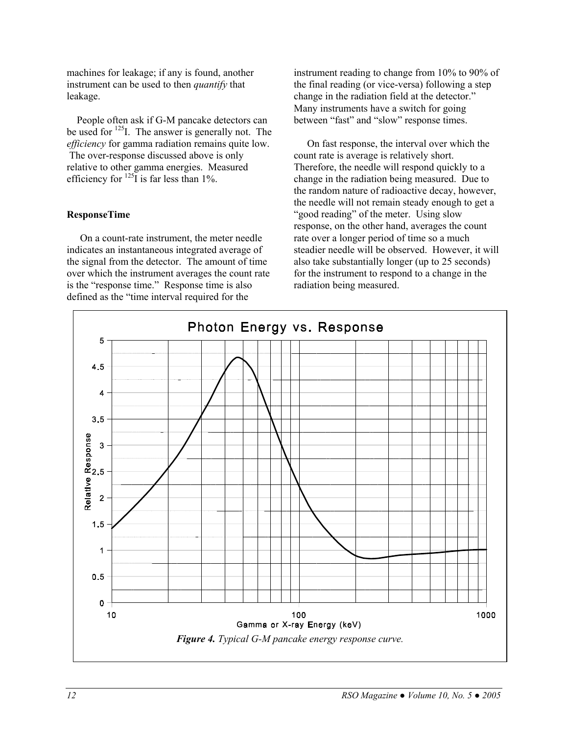machines for leakage; if any is found, another instrument can be used to then *quantify* that leakage.

People often ask if G-M pancake detectors can be used for $^{125}$I. The answer is generally not. The *efficiency* for gamma radiation remains quite low. The over-response discussed above is only relative to other gamma energies. Measured efficiency for $^{125}$I is far less than 1%.

**ResponseTime**

On a count-rate instrument, the meter needle indicates an instantaneous integrated average of the signal from the detector. The amount of time over which the instrument averages the count rate is the "response time." Response time is also defined as the "time interval required for the instrument reading to change from 10% to 90% of the final reading (or vice-versa) following a step change in the radiation field at the detector." Many instruments have a switch for going between "fast" and "slow" response times.

On fast response, the interval over which the count rate is average is relatively short. Therefore, the needle will respond quickly to a change in the radiation being measured. Due to the random nature of radioactive decay, however, the needle will not remain steady enough to get a "good reading" of the meter. Using slow response, on the other hand, averages the count rate over a longer period of time so a much steadier needle will be observed. However, it will also take substantially longer (up to 25 seconds) for the instrument to respond to a change in the radiation being measured.

*Figure 4. Typical G-M pancake energy response curve.*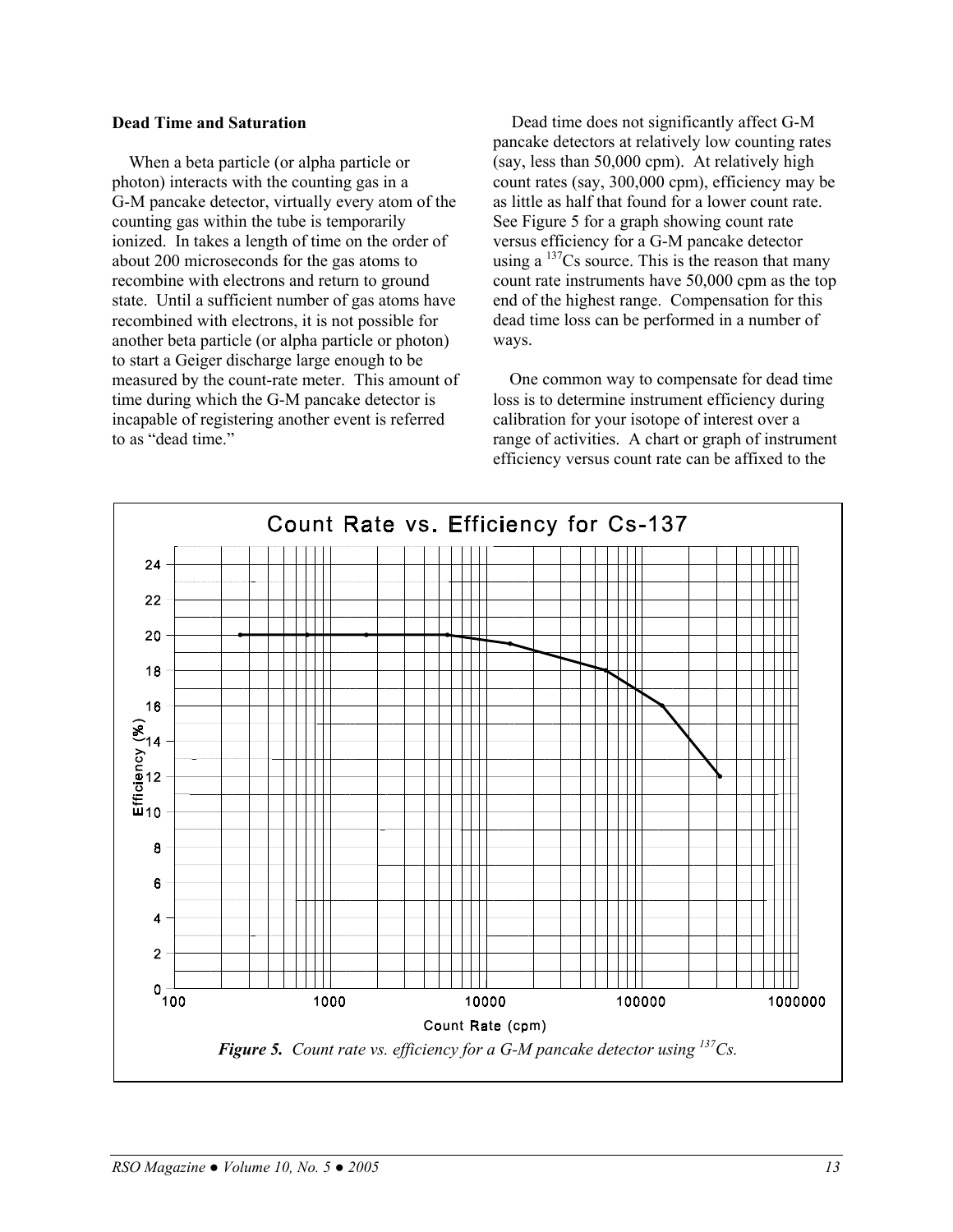### Dead Time and Saturation

When a beta particle (or alpha particle or photon) interacts with the counting gas in a G-M pancake detector, virtually every atom of the counting gas within the tube is temporarily ionized. In takes a length of time on the order of about 200 microseconds for the gas atoms to recombine with electrons and return to ground state. Until a sufficient number of gas atoms have recombined with electrons, it is not possible for another beta particle (or alpha particle or photon) to start a Geiger discharge large enough to be measured by the count-rate meter. This amount of time during which the G-M pancake detector is incapable of registering another event is referred to as "dead time."

Dead time does not significantly affect G-M pancake detectors at relatively low counting rates (say, less than 50,000 cpm). At relatively high count rates (say, 300,000 cpm), efficiency may be as little as half that found for a lower count rate. See Figure 5 for a graph showing count rate versus efficiency for a G-M pancake detector using a $^{137}$Cs source. This is the reason that many count rate instruments have 50,000 cpm as the top end of the highest range. Compensation for this dead time loss can be performed in a number of ways.

One common way to compensate for dead time loss is to determine instrument efficiency during calibration for your isotope of interest over a range of activities. A chart or graph of instrument efficiency versus count rate can be affixed to the

*Figure 5. Count rate vs. efficiency for a G-M pancake detector using $^{137}$Cs.*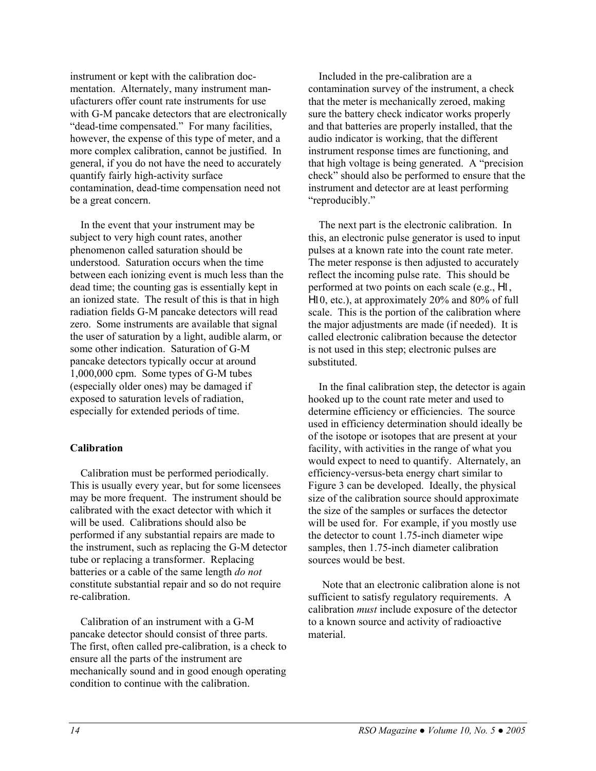instrument or kept with the calibration documentation. Alternately, many instrument manufacturers offer count rate instruments for use with G-M pancake detectors that are electronically "dead-time compensated." For many facilities, however, the expense of this type of meter, and a more complex calibration, cannot be justified. In general, if you do not have the need to accurately quantify fairly high-activity surface contamination, dead-time compensation need not be a great concern.

In the event that your instrument may be subject to very high count rates, another phenomenon called saturation should be understood. Saturation occurs when the time between each ionizing event is much less than the dead time; the counting gas is essentially kept in an ionized state. The result of this is that in high radiation fields G-M pancake detectors will read zero. Some instruments are available that signal the user of saturation by a light, audible alarm, or some other indication. Saturation of G-M pancake detectors typically occur at around 1,000,000 cpm. Some types of G-M tubes (especially older ones) may be damaged if exposed to saturation levels of radiation, especially for extended periods of time.

**Calibration**

Calibration must be performed periodically. This is usually every year, but for some licensees may be more frequent. The instrument should be calibrated with the exact detector with which it will be used. Calibrations should also be performed if any substantial repairs are made to the instrument, such as replacing the G-M detector tube or replacing a transformer. Replacing batteries or a cable of the same length *do not* constitute substantial repair and so do not require re-calibration.

Calibration of an instrument with a G-M pancake detector should consist of three parts. The first, often called pre-calibration, is a check to ensure all the parts of the instrument are mechanically sound and in good enough operating condition to continue with the calibration.

Included in the pre-calibration are a contamination survey of the instrument, a check that the meter is mechanically zeroed, making sure the battery check indicator works properly and that batteries are properly installed, that the audio indicator is working, that the different instrument response times are functioning, and that high voltage is being generated. A "precision check" should also be performed to ensure that the instrument and detector are at least performing "reproducibly."

The next part is the electronic calibration. In this, an electronic pulse generator is used to input pulses at a known rate into the count rate meter. The meter response is then adjusted to accurately reflect the incoming pulse rate. This should be performed at two points on each scale (e.g., ×1, ×10, etc.), at approximately 20% and 80% of full scale. This is the portion of the calibration where the major adjustments are made (if needed). It is called electronic calibration because the detector is not used in this step; electronic pulses are substituted.

In the final calibration step, the detector is again hooked up to the count rate meter and used to determine efficiency or efficiencies. The source used in efficiency determination should ideally be of the isotope or isotopes that are present at your facility, with activities in the range of what you would expect to need to quantify. Alternately, an efficiency-versus-beta energy chart similar to Figure 3 can be developed. Ideally, the physical size of the calibration source should approximate the size of the samples or surfaces the detector will be used for. For example, if you mostly use the detector to count 1.75-inch diameter wipe samples, then 1.75-inch diameter calibration sources would be best.

Note that an electronic calibration alone is not sufficient to satisfy regulatory requirements. A calibration *must* include exposure of the detector to a known source and activity of radioactive material.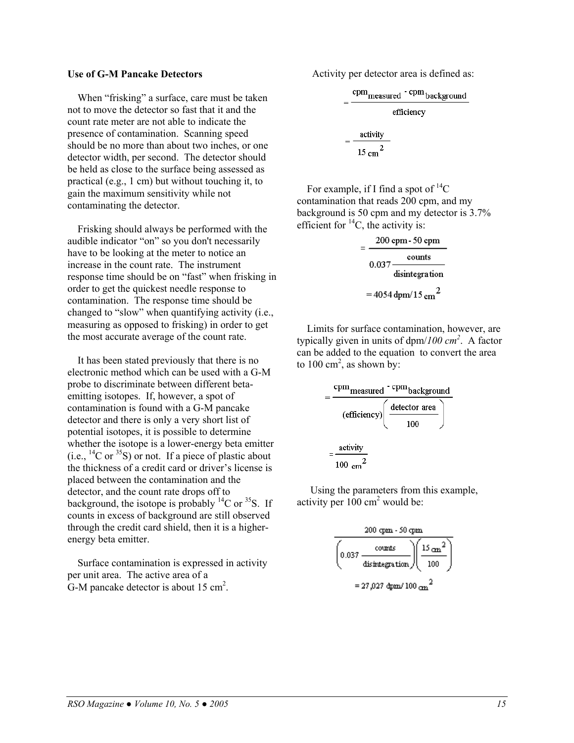### Use of G-M Pancake Detectors

When "frisking" a surface, care must be taken not to move the detector so fast that it and the count rate meter are not able to indicate the presence of contamination. Scanning speed should be no more than about two inches, or one detector width, per second. The detector should be held as close to the surface being assessed as practical (e.g., 1 cm) but without touching it, to gain the maximum sensitivity while not contaminating the detector.

Frisking should always be performed with the audible indicator "on" so you don't necessarily have to be looking at the meter to notice an increase in the count rate. The instrument response time should be on "fast" when frisking in order to get the quickest needle response to contamination. The response time should be changed to "slow" when quantifying activity (i.e., measuring as opposed to frisking) in order to get the most accurate average of the count rate.

It has been stated previously that there is no electronic method which can be used with a G-M probe to discriminate between different beta-emitting isotopes. If, however, a spot of contamination is found with a G-M pancake detector and there is only a very short list of potential isotopes, it is possible to determine whether the isotope is a lower-energy beta emitter (i.e., $^{14}C$ or $^{35}S$) or not. If a piece of plastic about the thickness of a credit card or driver's license is placed between the contamination and the detector, and the count rate drops off to background, the isotope is probably $^{14}C$ or $^{35}S$. If counts in excess of background are still observed through the credit card shield, then it is a higher-energy beta emitter.

Surface contamination is expressed in activity per unit area. The active area of a G-M pancake detector is about 15 cm$^2$.

Activity per detector area is defined as:

$$= \frac{cpm_{measured} - cpm_{background}}{efficiency}$$

$$= \frac{activity}{15\ cm^2}$$

For example, if I find a spot of $^{14}C$ contamination that reads 200 cpm, and my background is 50 cpm and my detector is 3.7% efficient for $^{14}C$, the activity is:

$$= \frac{200\ cpm - 50\ cpm}{0.037 \dfrac{counts}{disintegration}}$$

$$= 4054\ dpm/15\ cm^2$$

Limits for surface contamination, however, are typically given in units of dpm/*100 cm$^2$*. A factor can be added to the equation to convert the area to 100 cm$^2$, as shown by:

$$= \frac{cpm_{measured} - cpm_{background}}{(efficiency)\left(\dfrac{detector\ area}{100}\right)}$$

$$= \frac{activity}{100\ cm^2}$$

Using the parameters from this example, activity per 100 cm$^2$ would be:

$$\frac{200\ cpm - 50\ cpm}{\left(0.037 \dfrac{counts}{disintegration}\right)\left(\dfrac{15\ cm^2}{100}\right)}$$

$$= 27{,}027\ dpm/100\ cm^2$$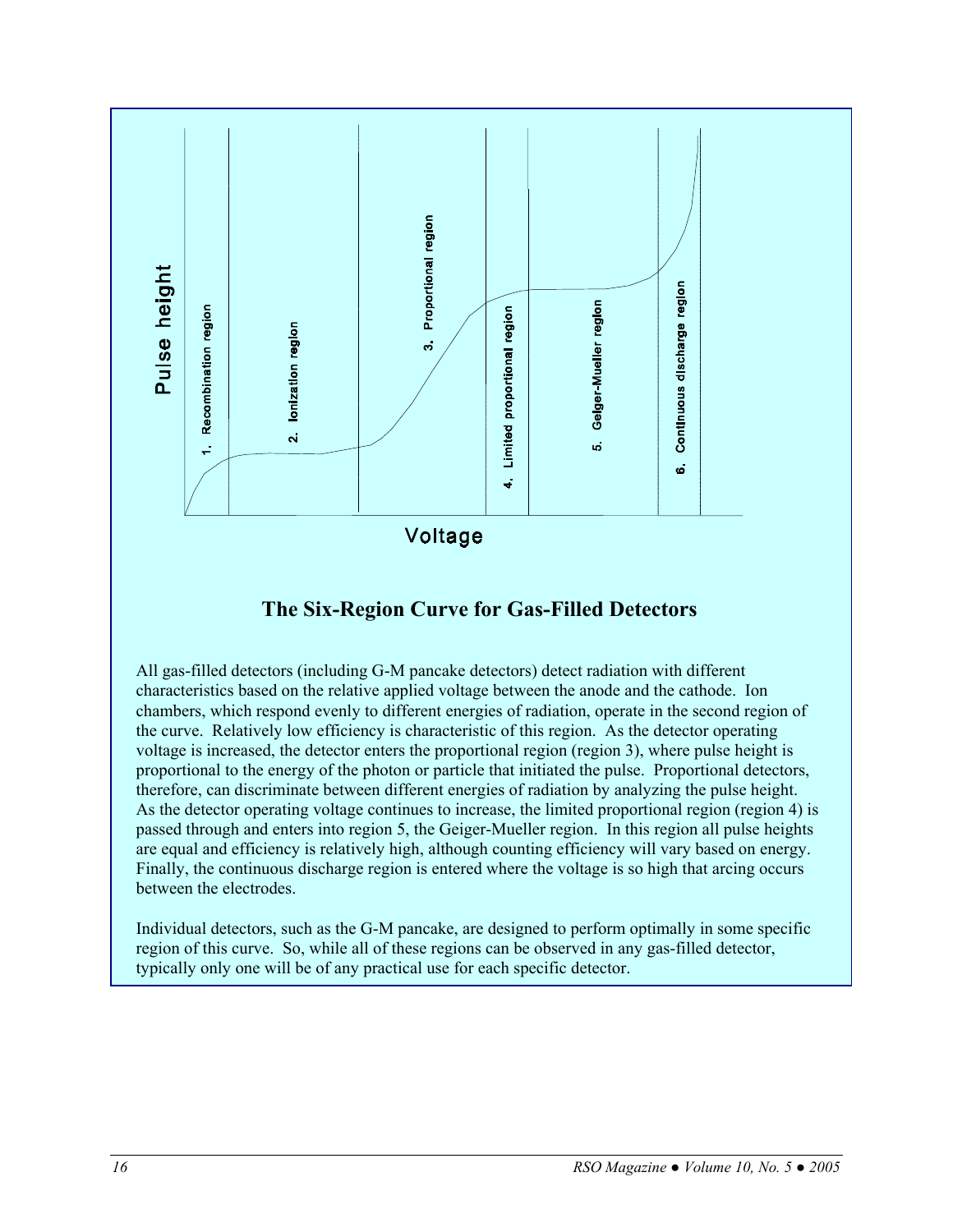## The Six-Region Curve for Gas-Filled Detectors

All gas-filled detectors (including G-M pancake detectors) detect radiation with different characteristics based on the relative applied voltage between the anode and the cathode. Ion chambers, which respond evenly to different energies of radiation, operate in the second region of the curve. Relatively low efficiency is characteristic of this region. As the detector operating voltage is increased, the detector enters the proportional region (region 3), where pulse height is proportional to the energy of the photon or particle that initiated the pulse. Proportional detectors, therefore, can discriminate between different energies of radiation by analyzing the pulse height. As the detector operating voltage continues to increase, the limited proportional region (region 4) is passed through and enters into region 5, the Geiger-Mueller region. In this region all pulse heights are equal and efficiency is relatively high, although counting efficiency will vary based on energy. Finally, the continuous discharge region is entered where the voltage is so high that arcing occurs between the electrodes.

Individual detectors, such as the G-M pancake, are designed to perform optimally in some specific region of this curve. So, while all of these regions can be observed in any gas-filled detector, typically only one will be of any practical use for each specific detector.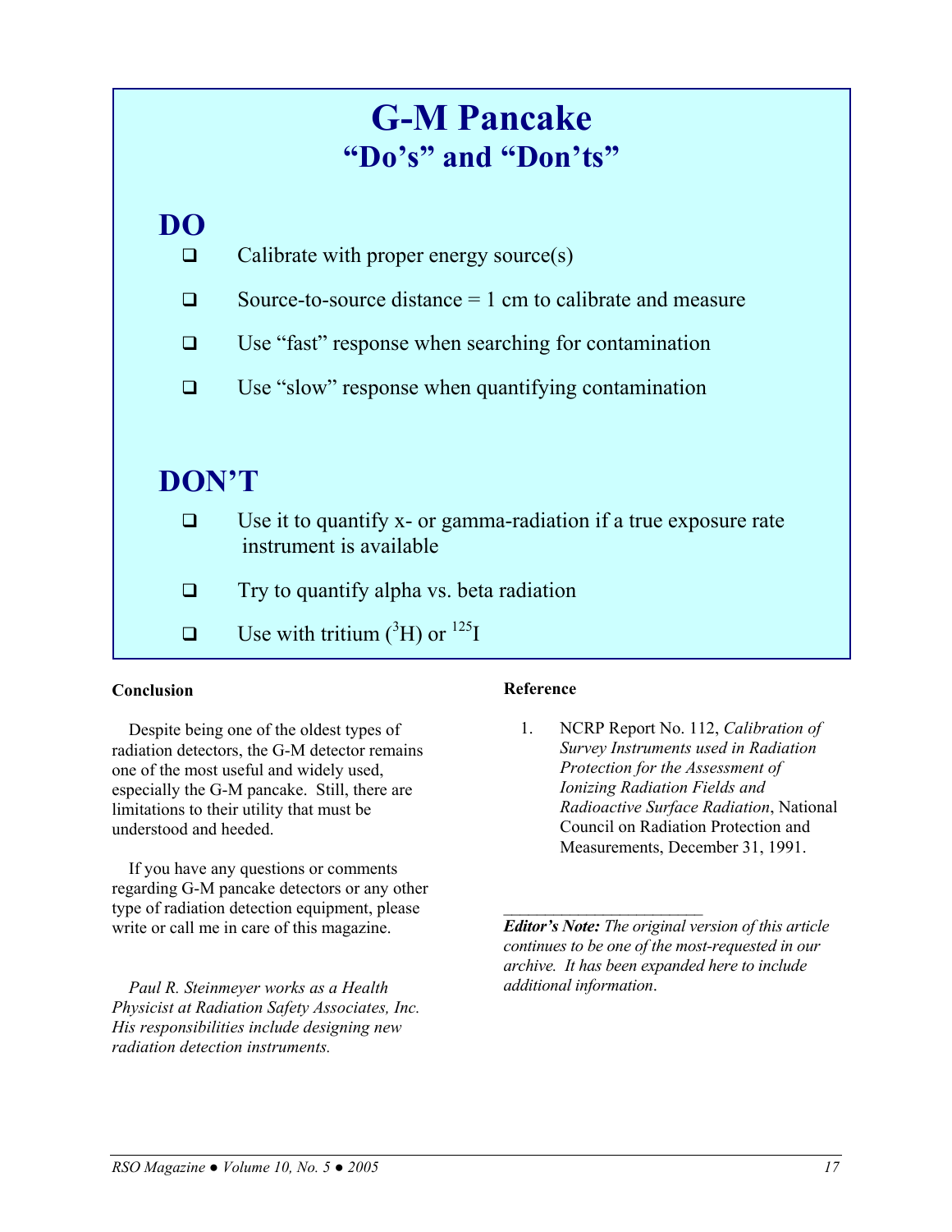# G-M Pancake
## "Do's" and "Don'ts"

## DO

- ❑ Calibrate with proper energy source(s)
- ❑ Source-to-source distance = 1 cm to calibrate and measure
- ❑ Use "fast" response when searching for contamination
- ❑ Use "slow" response when quantifying contamination

## DON'T

- ❑ Use it to quantify x- or gamma-radiation if a true exposure rate instrument is available
- ❑ Try to quantify alpha vs. beta radiation
- ❑ Use with tritium ($^{3}H$) or $^{125}I$

**Conclusion**

Despite being one of the oldest types of radiation detectors, the G-M detector remains one of the most useful and widely used, especially the G-M pancake. Still, there are limitations to their utility that must be understood and heeded.

If you have any questions or comments regarding G-M pancake detectors or any other type of radiation detection equipment, please write or call me in care of this magazine.

*Paul R. Steinmeyer works as a Health Physicist at Radiation Safety Associates, Inc. His responsibilities include designing new radiation detection instruments.*

**Reference**

1. NCRP Report No. 112, *Calibration of Survey Instruments used in Radiation Protection for the Assessment of Ionizing Radiation Fields and Radioactive Surface Radiation*, National Council on Radiation Protection and Measurements, December 31, 1991.

---

***Editor's Note:** The original version of this article continues to be one of the most-requested in our archive. It has been expanded here to include additional information.*